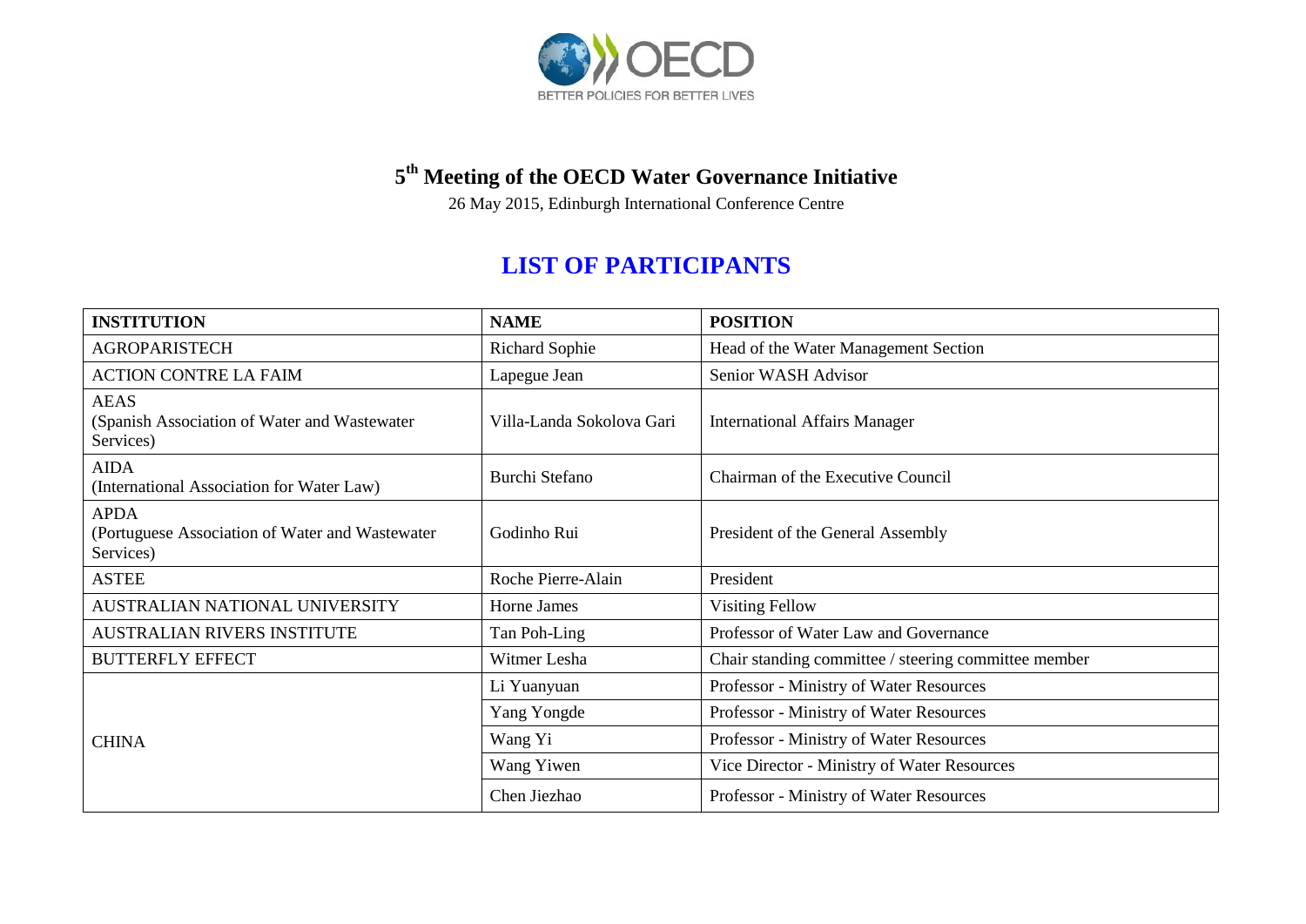OECD
BETTER POLICIES FOR BETTER LIVES

# 5th Meeting of the OECD Water Governance Initiative

26 May 2015, Edinburgh International Conference Centre

## LIST OF PARTICIPANTS

| INSTITUTION | NAME | POSITION |
|---|---|---|
| AGROPARISTECH | Richard Sophie | Head of the Water Management Section |
| ACTION CONTRE LA FAIM | Lapegue Jean | Senior WASH Advisor |
| AEAS (Spanish Association of Water and Wastewater Services) | Villa-Landa Sokolova Gari | International Affairs Manager |
| AIDA (International Association for Water Law) | Burchi Stefano | Chairman of the Executive Council |
| APDA (Portuguese Association of Water and Wastewater Services) | Godinho Rui | President of the General Assembly |
| ASTEE | Roche Pierre-Alain | President |
| AUSTRALIAN NATIONAL UNIVERSITY | Horne James | Visiting Fellow |
| AUSTRALIAN RIVERS INSTITUTE | Tan Poh-Ling | Professor of Water Law and Governance |
| BUTTERFLY EFFECT | Witmer Lesha | Chair standing committee / steering committee member |
| CHINA | Li Yuanyuan | Professor - Ministry of Water Resources |
| | Yang Yongde | Professor - Ministry of Water Resources |
| | Wang Yi | Professor - Ministry of Water Resources |
| | Wang Yiwen | Vice Director - Ministry of Water Resources |
| | Chen Jiezhao | Professor - Ministry of Water Resources |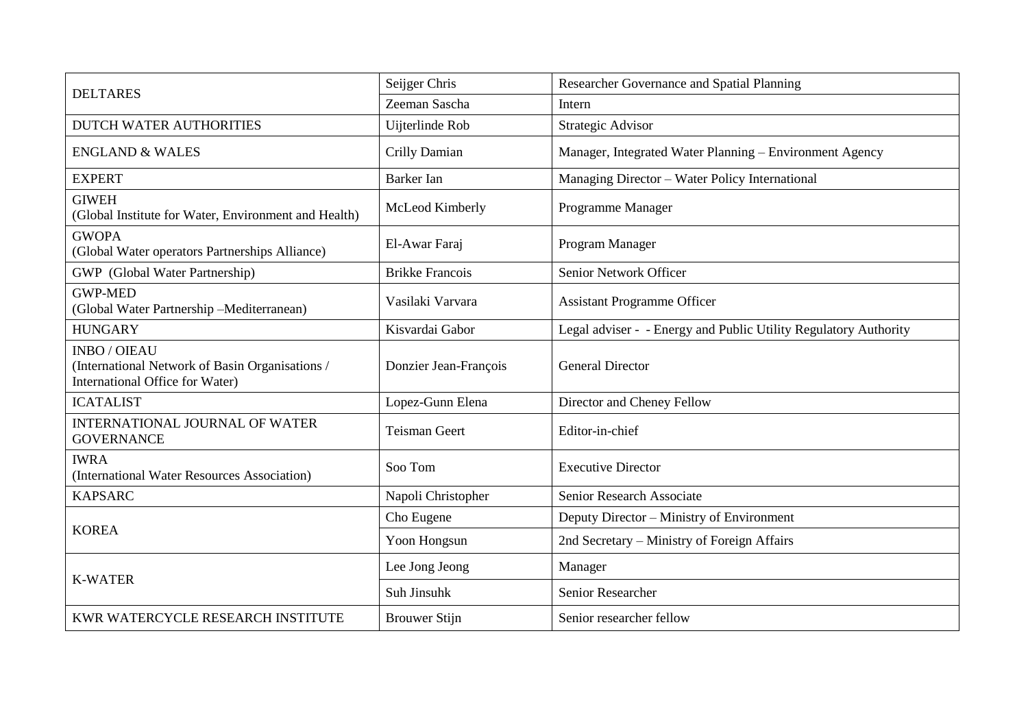| | | |
|---|---|---|
| DELTARES | Seijger Chris | Researcher Governance and Spatial Planning |
| | Zeeman Sascha | Intern |
| DUTCH WATER AUTHORITIES | Uijterlinde Rob | Strategic Advisor |
| ENGLAND & WALES | Crilly Damian | Manager, Integrated Water Planning – Environment Agency |
| EXPERT | Barker Ian | Managing Director – Water Policy International |
| GIWEH (Global Institute for Water, Environment and Health) | McLeod Kimberly | Programme Manager |
| GWOPA (Global Water operators Partnerships Alliance) | El-Awar Faraj | Program Manager |
| GWP (Global Water Partnership) | Brikke Francois | Senior Network Officer |
| GWP-MED (Global Water Partnership –Mediterranean) | Vasilaki Varvara | Assistant Programme Officer |
| HUNGARY | Kisvardai Gabor | Legal adviser - - Energy and Public Utility Regulatory Authority |
| INBO / OIEAU (International Network of Basin Organisations / International Office for Water) | Donzier Jean-François | General Director |
| ICATALIST | Lopez-Gunn Elena | Director and Cheney Fellow |
| INTERNATIONAL JOURNAL OF WATER GOVERNANCE | Teisman Geert | Editor-in-chief |
| IWRA (International Water Resources Association) | Soo Tom | Executive Director |
| KAPSARC | Napoli Christopher | Senior Research Associate |
| KOREA | Cho Eugene | Deputy Director – Ministry of Environment |
| | Yoon Hongsun | 2nd Secretary – Ministry of Foreign Affairs |
| K-WATER | Lee Jong Jeong | Manager |
| | Suh Jinsuhk | Senior Researcher |
| KWR WATERCYCLE RESEARCH INSTITUTE | Brouwer Stijn | Senior researcher fellow |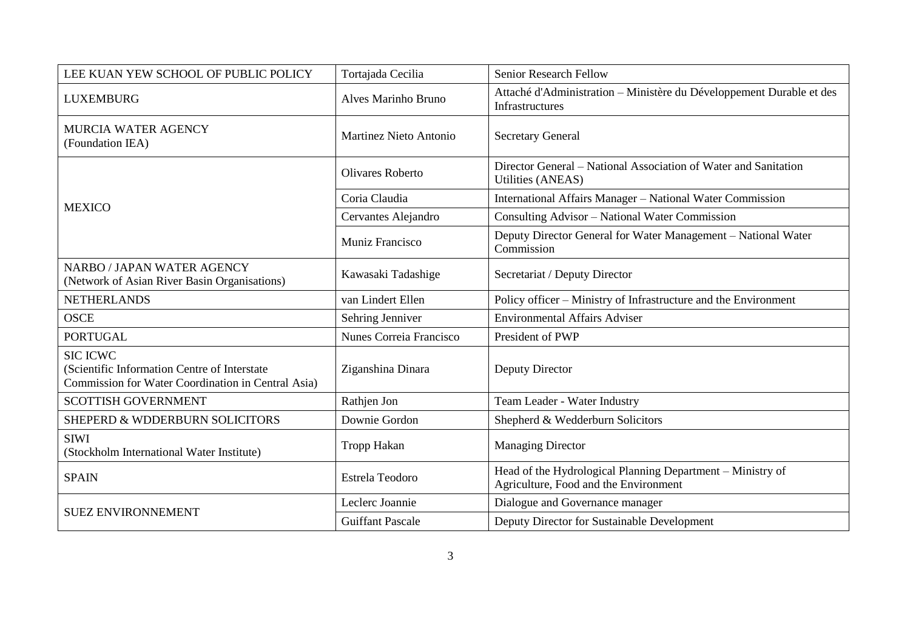| LEE KUAN YEW SCHOOL OF PUBLIC POLICY | Tortajada Cecilia | Senior Research Fellow |
|---|---|---|
| LUXEMBURG | Alves Marinho Bruno | Attaché d'Administration – Ministère du Développement Durable et des Infrastructures |
| MURCIA WATER AGENCY (Foundation IEA) | Martinez Nieto Antonio | Secretary General |
| MEXICO | Olivares Roberto | Director General – National Association of Water and Sanitation Utilities (ANEAS) |
| | Coria Claudia | International Affairs Manager – National Water Commission |
| | Cervantes Alejandro | Consulting Advisor – National Water Commission |
| | Muniz Francisco | Deputy Director General for Water Management – National Water Commission |
| NARBO / JAPAN WATER AGENCY (Network of Asian River Basin Organisations) | Kawasaki Tadashige | Secretariat / Deputy Director |
| NETHERLANDS | van Lindert Ellen | Policy officer – Ministry of Infrastructure and the Environment |
| OSCE | Sehring Jenniver | Environmental Affairs Adviser |
| PORTUGAL | Nunes Correia Francisco | President of PWP |
| SIC ICWC (Scientific Information Centre of Interstate Commission for Water Coordination in Central Asia) | Ziganshina Dinara | Deputy Director |
| SCOTTISH GOVERNMENT | Rathjen Jon | Team Leader - Water Industry |
| SHEPERD & WDDERBURN SOLICITORS | Downie Gordon | Shepherd & Wedderburn Solicitors |
| SIWI (Stockholm International Water Institute) | Tropp Hakan | Managing Director |
| SPAIN | Estrela Teodoro | Head of the Hydrological Planning Department – Ministry of Agriculture, Food and the Environment |
| SUEZ ENVIRONNEMENT | Leclerc Joannie | Dialogue and Governance manager |
| | Guiffant Pascale | Deputy Director for Sustainable Development |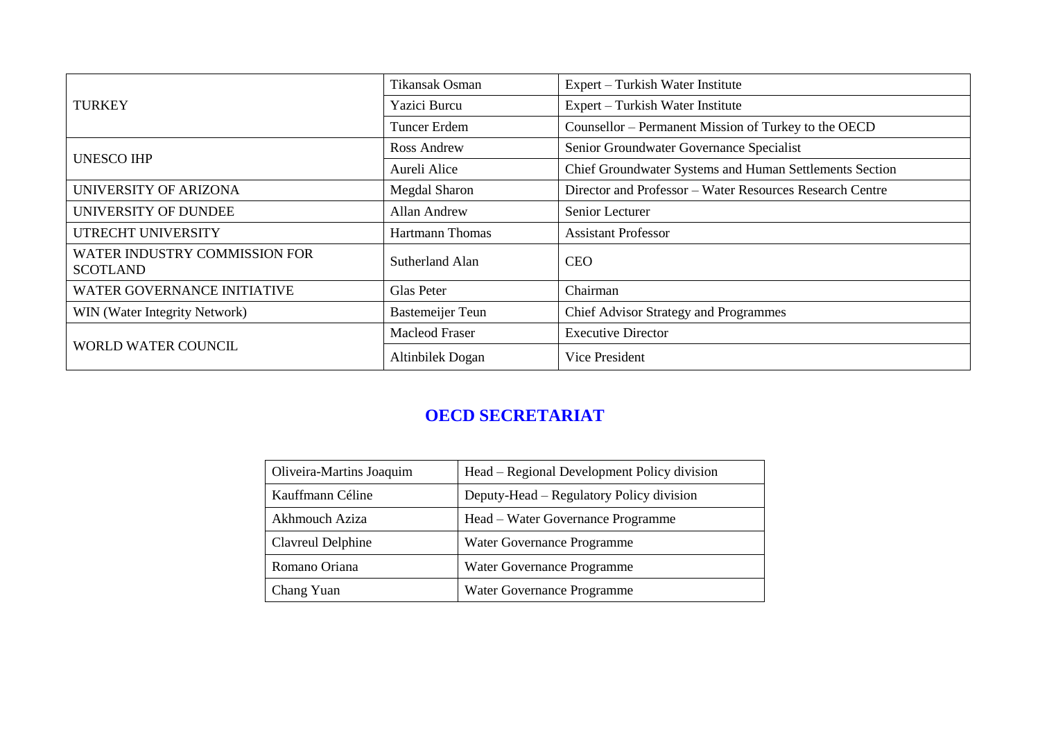| | | |
|---|---|---|
| TURKEY | Tikansak Osman | Expert – Turkish Water Institute |
| | Yazici Burcu | Expert – Turkish Water Institute |
| | Tuncer Erdem | Counsellor – Permanent Mission of Turkey to the OECD |
| UNESCO IHP | Ross Andrew | Senior Groundwater Governance Specialist |
| | Aureli Alice | Chief Groundwater Systems and Human Settlements Section |
| UNIVERSITY OF ARIZONA | Megdal Sharon | Director and Professor – Water Resources Research Centre |
| UNIVERSITY OF DUNDEE | Allan Andrew | Senior Lecturer |
| UTRECHT UNIVERSITY | Hartmann Thomas | Assistant Professor |
| WATER INDUSTRY COMMISSION FOR SCOTLAND | Sutherland Alan | CEO |
| WATER GOVERNANCE INITIATIVE | Glas Peter | Chairman |
| WIN (Water Integrity Network) | Bastemeijer Teun | Chief Advisor Strategy and Programmes |
| WORLD WATER COUNCIL | Macleod Fraser | Executive Director |
| | Altinbilek Dogan | Vice President |

## OECD SECRETARIAT

| | |
|---|---|
| Oliveira-Martins Joaquim | Head – Regional Development Policy division |
| Kauffmann Céline | Deputy-Head – Regulatory Policy division |
| Akhmouch Aziza | Head – Water Governance Programme |
| Clavreul Delphine | Water Governance Programme |
| Romano Oriana | Water Governance Programme |
| Chang Yuan | Water Governance Programme |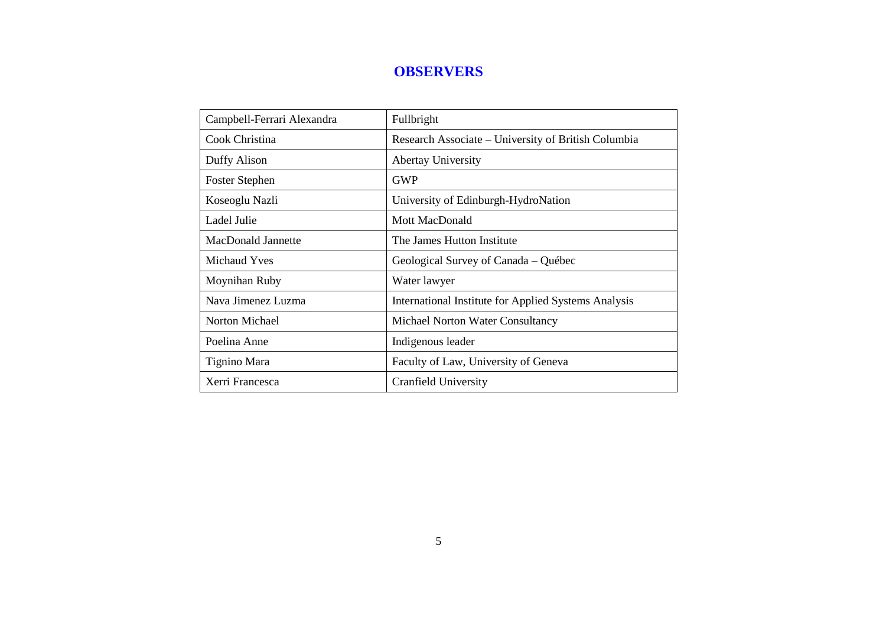## OBSERVERS

| | |
|---|---|
| Campbell-Ferrari Alexandra | Fullbright |
| Cook Christina | Research Associate – University of British Columbia |
| Duffy Alison | Abertay University |
| Foster Stephen | GWP |
| Koseoglu Nazli | University of Edinburgh-HydroNation |
| Ladel Julie | Mott MacDonald |
| MacDonald Jannette | The James Hutton Institute |
| Michaud Yves | Geological Survey of Canada – Québec |
| Moynihan Ruby | Water lawyer |
| Nava Jimenez Luzma | International Institute for Applied Systems Analysis |
| Norton Michael | Michael Norton Water Consultancy |
| Poelina Anne | Indigenous leader |
| Tignino Mara | Faculty of Law, University of Geneva |
| Xerri Francesca | Cranfield University |